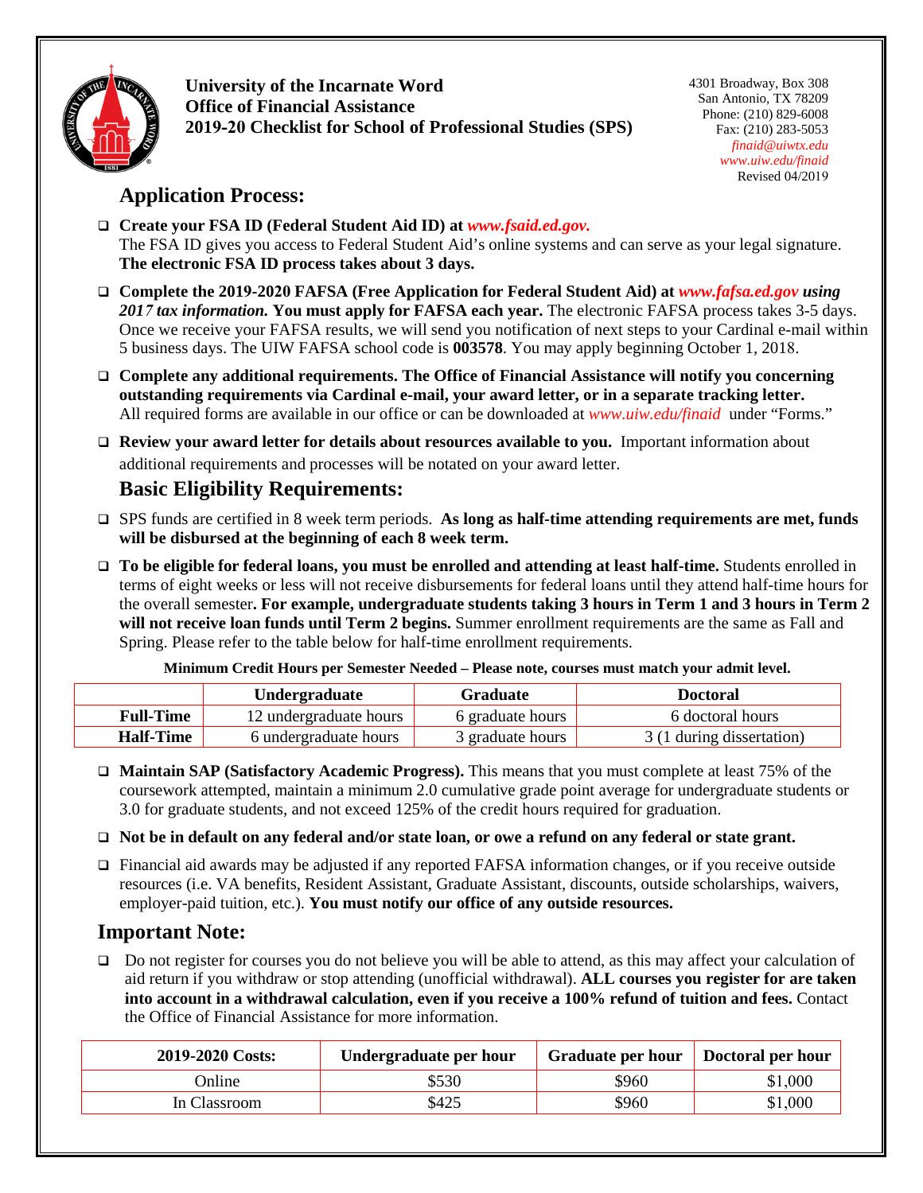**University of the Incarnate Word**
**Office of Financial Assistance**
**2019-20 Checklist for School of Professional Studies (SPS)**

4301 Broadway, Box 308
San Antonio, TX 78209
Phone: (210) 829-6008
Fax: (210) 283-5053
*finaid@uiwtx.edu*
*www.uiw.edu/finaid*
Revised 04/2019

## Application Process:

- **Create your FSA ID (Federal Student Aid ID) at *www.fsaid.ed.gov*.** The FSA ID gives you access to Federal Student Aid's online systems and can serve as your legal signature. **The electronic FSA ID process takes about 3 days.**
- **Complete the 2019-2020 FAFSA (Free Application for Federal Student Aid) at *www.fafsa.ed.gov using 2017 tax information.* You must apply for FAFSA each year.** The electronic FAFSA process takes 3-5 days. Once we receive your FAFSA results, we will send you notification of next steps to your Cardinal e-mail within 5 business days. The UIW FAFSA school code is **003578**. You may apply beginning October 1, 2018.
- **Complete any additional requirements. The Office of Financial Assistance will notify you concerning outstanding requirements via Cardinal e-mail, your award letter, or in a separate tracking letter.** All required forms are available in our office or can be downloaded at *www.uiw.edu/finaid* under "Forms."
- **Review your award letter for details about resources available to you.** Important information about additional requirements and processes will be notated on your award letter.

## Basic Eligibility Requirements:

- SPS funds are certified in 8 week term periods. **As long as half-time attending requirements are met, funds will be disbursed at the beginning of each 8 week term.**
- **To be eligible for federal loans, you must be enrolled and attending at least half-time.** Students enrolled in terms of eight weeks or less will not receive disbursements for federal loans until they attend half-time hours for the overall semester**. For example, undergraduate students taking 3 hours in Term 1 and 3 hours in Term 2 will not receive loan funds until Term 2 begins.** Summer enrollment requirements are the same as Fall and Spring. Please refer to the table below for half-time enrollment requirements.

**Minimum Credit Hours per Semester Needed – Please note, courses must match your admit level.**

| | Undergraduate | Graduate | Doctoral |
|---|---|---|---|
| **Full-Time** | 12 undergraduate hours | 6 graduate hours | 6 doctoral hours |
| **Half-Time** | 6 undergraduate hours | 3 graduate hours | 3 (1 during dissertation) |

- **Maintain SAP (Satisfactory Academic Progress).** This means that you must complete at least 75% of the coursework attempted, maintain a minimum 2.0 cumulative grade point average for undergraduate students or 3.0 for graduate students, and not exceed 125% of the credit hours required for graduation.
- **Not be in default on any federal and/or state loan, or owe a refund on any federal or state grant.**
- Financial aid awards may be adjusted if any reported FAFSA information changes, or if you receive outside resources (i.e. VA benefits, Resident Assistant, Graduate Assistant, discounts, outside scholarships, waivers, employer-paid tuition, etc.). **You must notify our office of any outside resources.**

## Important Note:

- Do not register for courses you do not believe you will be able to attend, as this may affect your calculation of aid return if you withdraw or stop attending (unofficial withdrawal). **ALL courses you register for are taken into account in a withdrawal calculation, even if you receive a 100% refund of tuition and fees.** Contact the Office of Financial Assistance for more information.

| 2019-2020 Costs: | Undergraduate per hour | Graduate per hour | Doctoral per hour |
|---|---|---|---|
| Online | $530 | $960 | $1,000 |
| In Classroom | $425 | $960 | $1,000 |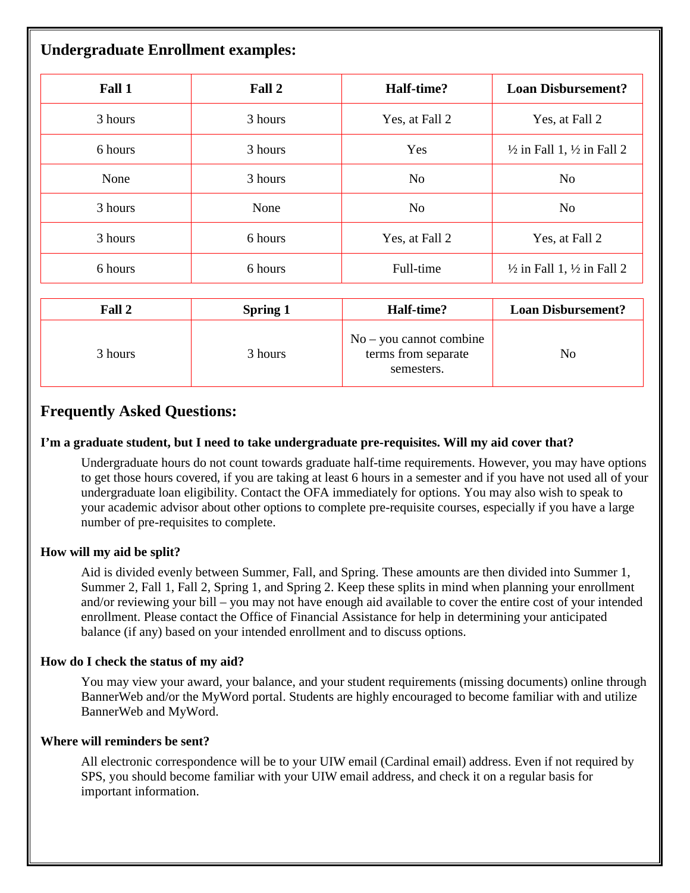## Undergraduate Enrollment examples:

| Fall 1 | Fall 2 | Half-time? | Loan Disbursement? |
|---|---|---|---|
| 3 hours | 3 hours | Yes, at Fall 2 | Yes, at Fall 2 |
| 6 hours | 3 hours | Yes | ½ in Fall 1, ½ in Fall 2 |
| None | 3 hours | No | No |
| 3 hours | None | No | No |
| 3 hours | 6 hours | Yes, at Fall 2 | Yes, at Fall 2 |
| 6 hours | 6 hours | Full-time | ½ in Fall 1, ½ in Fall 2 |

| Fall 2 | Spring 1 | Half-time? | Loan Disbursement? |
|---|---|---|---|
| 3 hours | 3 hours | No – you cannot combine terms from separate semesters. | No |

## Frequently Asked Questions:

**I'm a graduate student, but I need to take undergraduate pre-requisites. Will my aid cover that?**

Undergraduate hours do not count towards graduate half-time requirements. However, you may have options to get those hours covered, if you are taking at least 6 hours in a semester and if you have not used all of your undergraduate loan eligibility. Contact the OFA immediately for options. You may also wish to speak to your academic advisor about other options to complete pre-requisite courses, especially if you have a large number of pre-requisites to complete.

**How will my aid be split?**

Aid is divided evenly between Summer, Fall, and Spring. These amounts are then divided into Summer 1, Summer 2, Fall 1, Fall 2, Spring 1, and Spring 2. Keep these splits in mind when planning your enrollment and/or reviewing your bill – you may not have enough aid available to cover the entire cost of your intended enrollment. Please contact the Office of Financial Assistance for help in determining your anticipated balance (if any) based on your intended enrollment and to discuss options.

**How do I check the status of my aid?**

You may view your award, your balance, and your student requirements (missing documents) online through BannerWeb and/or the MyWord portal. Students are highly encouraged to become familiar with and utilize BannerWeb and MyWord.

**Where will reminders be sent?**

All electronic correspondence will be to your UIW email (Cardinal email) address. Even if not required by SPS, you should become familiar with your UIW email address, and check it on a regular basis for important information.